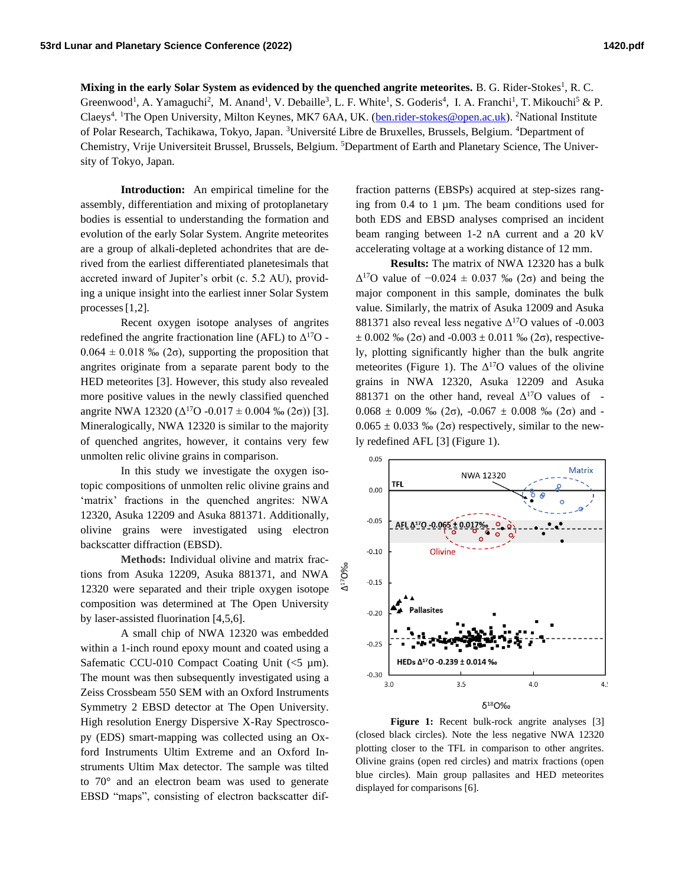**Mixing in the early Solar System as evidenced by the quenched angrite meteorites.** B. G. Rider-Stokes[1], R. C. Greenwood[1], A. Yamaguchi[2], M. Anand[1], V. Debaille[3], L. F. White[1], S. Goderis[4], I. A. Franchi[1], T. Mikouchi[5] & P. Claeys[4]. [1]The Open University, Milton Keynes, MK7 6AA, UK. (ben.rider-stokes@open.ac.uk). [2]National Institute of Polar Research, Tachikawa, Tokyo, Japan. [3]Université Libre de Bruxelles, Brussels, Belgium. [4]Department of Chemistry, Vrije Universiteit Brussel, Brussels, Belgium. [5]Department of Earth and Planetary Science, The University of Tokyo, Japan.

**Introduction:** An empirical timeline for the assembly, differentiation and mixing of protoplanetary bodies is essential to understanding the formation and evolution of the early Solar System. Angrite meteorites are a group of alkali-depleted achondrites that are derived from the earliest differentiated planetesimals that accreted inward of Jupiter's orbit (c. 5.2 AU), providing a unique insight into the earliest inner Solar System processes [1,2].

Recent oxygen isotope analyses of angrites redefined the angrite fractionation line (AFL) to $\Delta^{17}$O -0.064 ± 0.018 ‰ (2σ), supporting the proposition that angrites originate from a separate parent body to the HED meteorites [3]. However, this study also revealed more positive values in the newly classified quenched angrite NWA 12320 ($\Delta^{17}$O -0.017 ± 0.004 ‰ (2σ)) [3]. Mineralogically, NWA 12320 is similar to the majority of quenched angrites, however, it contains very few unmolten relic olivine grains in comparison.

In this study we investigate the oxygen isotopic compositions of unmolten relic olivine grains and 'matrix' fractions in the quenched angrites: NWA 12320, Asuka 12209 and Asuka 881371. Additionally, olivine grains were investigated using electron backscatter diffraction (EBSD).

**Methods:** Individual olivine and matrix fractions from Asuka 12209, Asuka 881371, and NWA 12320 were separated and their triple oxygen isotope composition was determined at The Open University by laser-assisted fluorination [4,5,6].

A small chip of NWA 12320 was embedded within a 1-inch round epoxy mount and coated using a Safematic CCU-010 Compact Coating Unit (<5 µm). The mount was then subsequently investigated using a Zeiss Crossbeam 550 SEM with an Oxford Instruments Symmetry 2 EBSD detector at The Open University. High resolution Energy Dispersive X-Ray Spectroscopy (EDS) smart-mapping was collected using an Oxford Instruments Ultim Extreme and an Oxford Instruments Ultim Max detector. The sample was tilted to 70° and an electron beam was used to generate EBSD "maps", consisting of electron backscatter diffraction patterns (EBSPs) acquired at step-sizes ranging from 0.4 to 1 µm. The beam conditions used for both EDS and EBSD analyses comprised an incident beam ranging between 1-2 nA current and a 20 kV accelerating voltage at a working distance of 12 mm.

**Results:** The matrix of NWA 12320 has a bulk $\Delta^{17}$O value of −0.024 ± 0.037 ‰ (2σ) and being the major component in this sample, dominates the bulk value. Similarly, the matrix of Asuka 12009 and Asuka 881371 also reveal less negative $\Delta^{17}$O values of -0.003 ± 0.002 ‰ (2σ) and -0.003 ± 0.011 ‰ (2σ), respectively, plotting significantly higher than the bulk angrite meteorites (Figure 1). The $\Delta^{17}$O values of the olivine grains in NWA 12320, Asuka 12209 and Asuka 881371 on the other hand, reveal $\Delta^{17}$O values of -0.068 ± 0.009 ‰ (2σ), -0.067 ± 0.008 ‰ (2σ) and -0.065 ± 0.033 ‰ (2σ) respectively, similar to the newly redefined AFL [3] (Figure 1).

**Figure 1:** Recent bulk-rock angrite analyses [3] (closed black circles). Note the less negative NWA 12320 plotting closer to the TFL in comparison to other angrites. Olivine grains (open red circles) and matrix fractions (open blue circles). Main group pallasites and HED meteorites displayed for comparisons [6].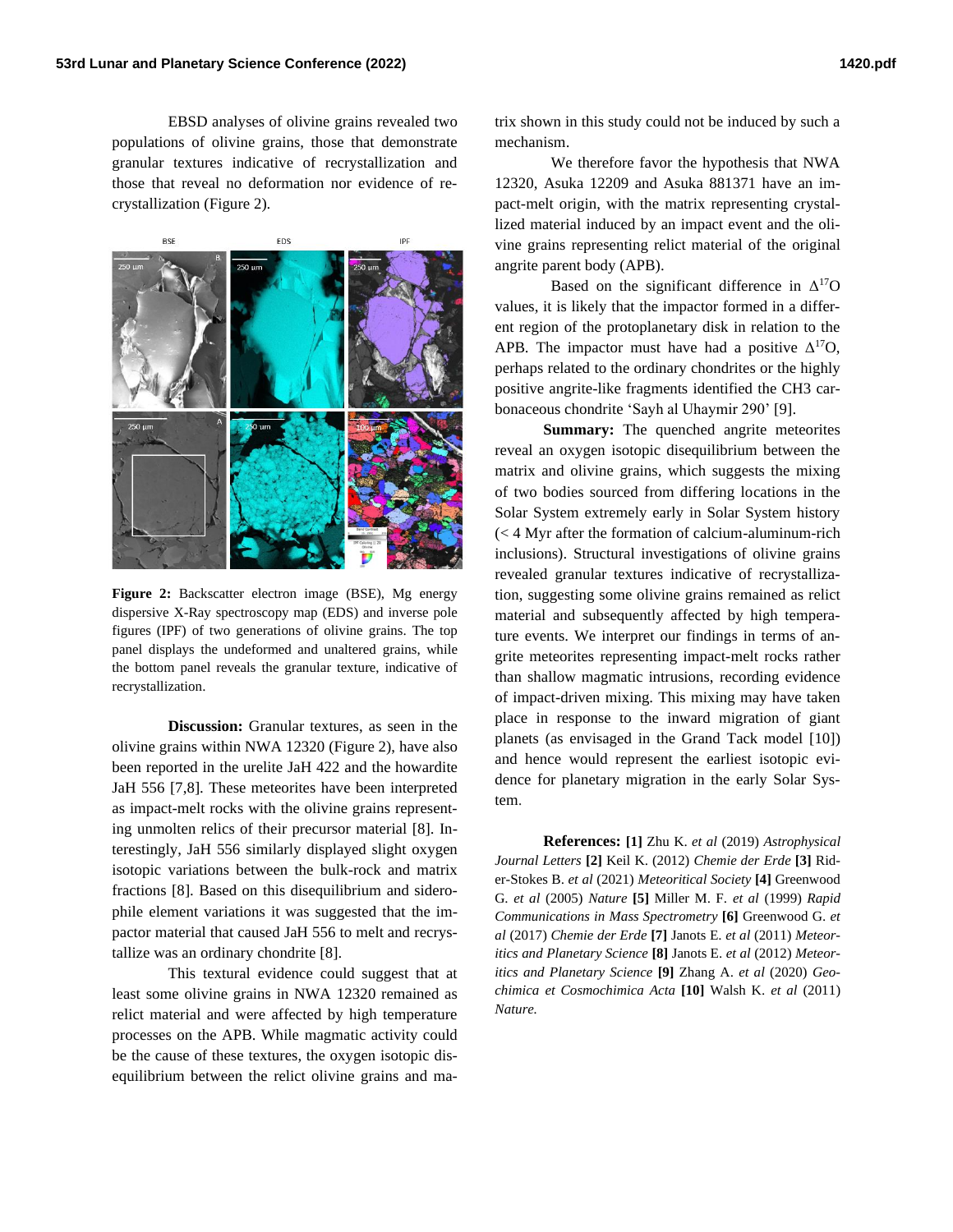EBSD analyses of olivine grains revealed two populations of olivine grains, those that demonstrate granular textures indicative of recrystallization and those that reveal no deformation nor evidence of recrystallization (Figure 2).

**Figure 2:** Backscatter electron image (BSE), Mg energy dispersive X-Ray spectroscopy map (EDS) and inverse pole figures (IPF) of two generations of olivine grains. The top panel displays the undeformed and unaltered grains, while the bottom panel reveals the granular texture, indicative of recrystallization.

**Discussion:** Granular textures, as seen in the olivine grains within NWA 12320 (Figure 2), have also been reported in the urelite JaH 422 and the howardite JaH 556 [7,8]. These meteorites have been interpreted as impact-melt rocks with the olivine grains representing unmolten relics of their precursor material [8]. Interestingly, JaH 556 similarly displayed slight oxygen isotopic variations between the bulk-rock and matrix fractions [8]. Based on this disequilibrium and siderophile element variations it was suggested that the impactor material that caused JaH 556 to melt and recrystallize was an ordinary chondrite [8].

This textural evidence could suggest that at least some olivine grains in NWA 12320 remained as relict material and were affected by high temperature processes on the APB. While magmatic activity could be the cause of these textures, the oxygen isotopic disequilibrium between the relict olivine grains and matrix shown in this study could not be induced by such a mechanism.

We therefore favor the hypothesis that NWA 12320, Asuka 12209 and Asuka 881371 have an impact-melt origin, with the matrix representing crystallized material induced by an impact event and the olivine grains representing relict material of the original angrite parent body (APB).

Based on the significant difference in $\Delta^{17}O$ values, it is likely that the impactor formed in a different region of the protoplanetary disk in relation to the APB. The impactor must have had a positive $\Delta^{17}O$, perhaps related to the ordinary chondrites or the highly positive angrite-like fragments identified the CH3 carbonaceous chondrite 'Sayh al Uhaymir 290' [9].

**Summary:** The quenched angrite meteorites reveal an oxygen isotopic disequilibrium between the matrix and olivine grains, which suggests the mixing of two bodies sourced from differing locations in the Solar System extremely early in Solar System history (< 4 Myr after the formation of calcium-aluminum-rich inclusions). Structural investigations of olivine grains revealed granular textures indicative of recrystallization, suggesting some olivine grains remained as relict material and subsequently affected by high temperature events. We interpret our findings in terms of angrite meteorites representing impact-melt rocks rather than shallow magmatic intrusions, recording evidence of impact-driven mixing. This mixing may have taken place in response to the inward migration of giant planets (as envisaged in the Grand Tack model [10]) and hence would represent the earliest isotopic evidence for planetary migration in the early Solar System.

**References:** **[1]** Zhu K. *et al* (2019) *Astrophysical Journal Letters* **[2]** Keil K. (2012) *Chemie der Erde* **[3]** Rider-Stokes B. *et al* (2021) *Meteoritical Society* **[4]** Greenwood G. *et al* (2005) *Nature* **[5]** Miller M. F. *et al* (1999) *Rapid Communications in Mass Spectrometry* **[6]** Greenwood G. *et al* (2017) *Chemie der Erde* **[7]** Janots E. *et al* (2011) *Meteoritics and Planetary Science* **[8]** Janots E. *et al* (2012) *Meteoritics and Planetary Science* **[9]** Zhang A. *et al* (2020) *Geochimica et Cosmochimica Acta* **[10]** Walsh K. *et al* (2011) *Nature.*